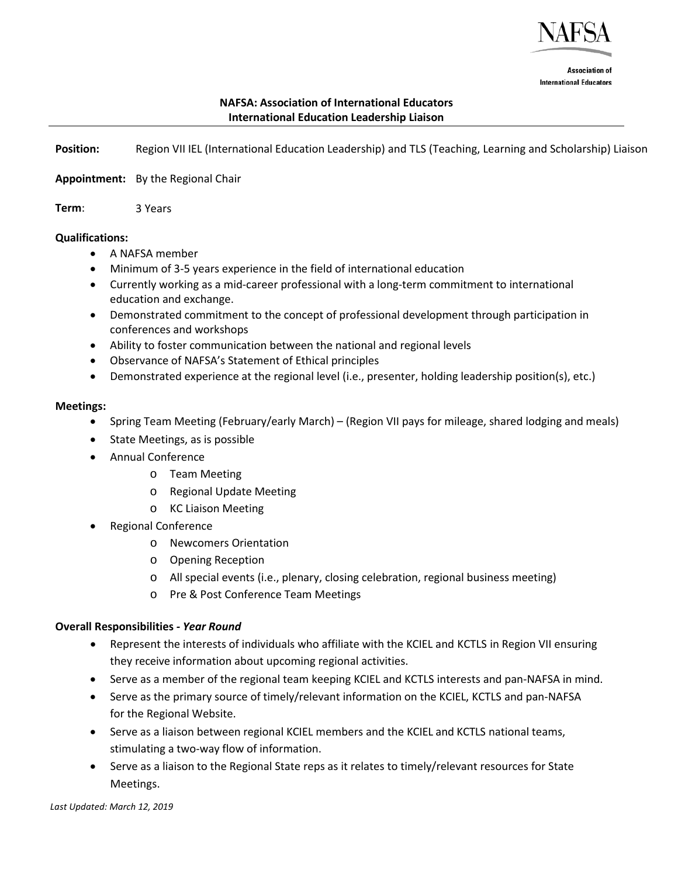NAFSA

Association of International Educators

## NAFSA: Association of International Educators
## International Education Leadership Liaison

**Position:** Region VII IEL (International Education Leadership) and TLS (Teaching, Learning and Scholarship) Liaison

**Appointment:** By the Regional Chair

**Term**: 3 Years

**Qualifications:**

- A NAFSA member
- Minimum of 3-5 years experience in the field of international education
- Currently working as a mid-career professional with a long-term commitment to international education and exchange.
- Demonstrated commitment to the concept of professional development through participation in conferences and workshops
- Ability to foster communication between the national and regional levels
- Observance of NAFSA's Statement of Ethical principles
- Demonstrated experience at the regional level (i.e., presenter, holding leadership position(s), etc.)

**Meetings:**

- Spring Team Meeting (February/early March) – (Region VII pays for mileage, shared lodging and meals)
- State Meetings, as is possible
- Annual Conference
  - Team Meeting
  - Regional Update Meeting
  - KC Liaison Meeting
- Regional Conference
  - Newcomers Orientation
  - Opening Reception
  - All special events (i.e., plenary, closing celebration, regional business meeting)
  - Pre & Post Conference Team Meetings

**Overall Responsibilities - *Year Round***

- Represent the interests of individuals who affiliate with the KCIEL and KCTLS in Region VII ensuring they receive information about upcoming regional activities.
- Serve as a member of the regional team keeping KCIEL and KCTLS interests and pan-NAFSA in mind.
- Serve as the primary source of timely/relevant information on the KCIEL, KCTLS and pan-NAFSA for the Regional Website.
- Serve as a liaison between regional KCIEL members and the KCIEL and KCTLS national teams, stimulating a two-way flow of information.
- Serve as a liaison to the Regional State reps as it relates to timely/relevant resources for State Meetings.

*Last Updated: March 12, 2019*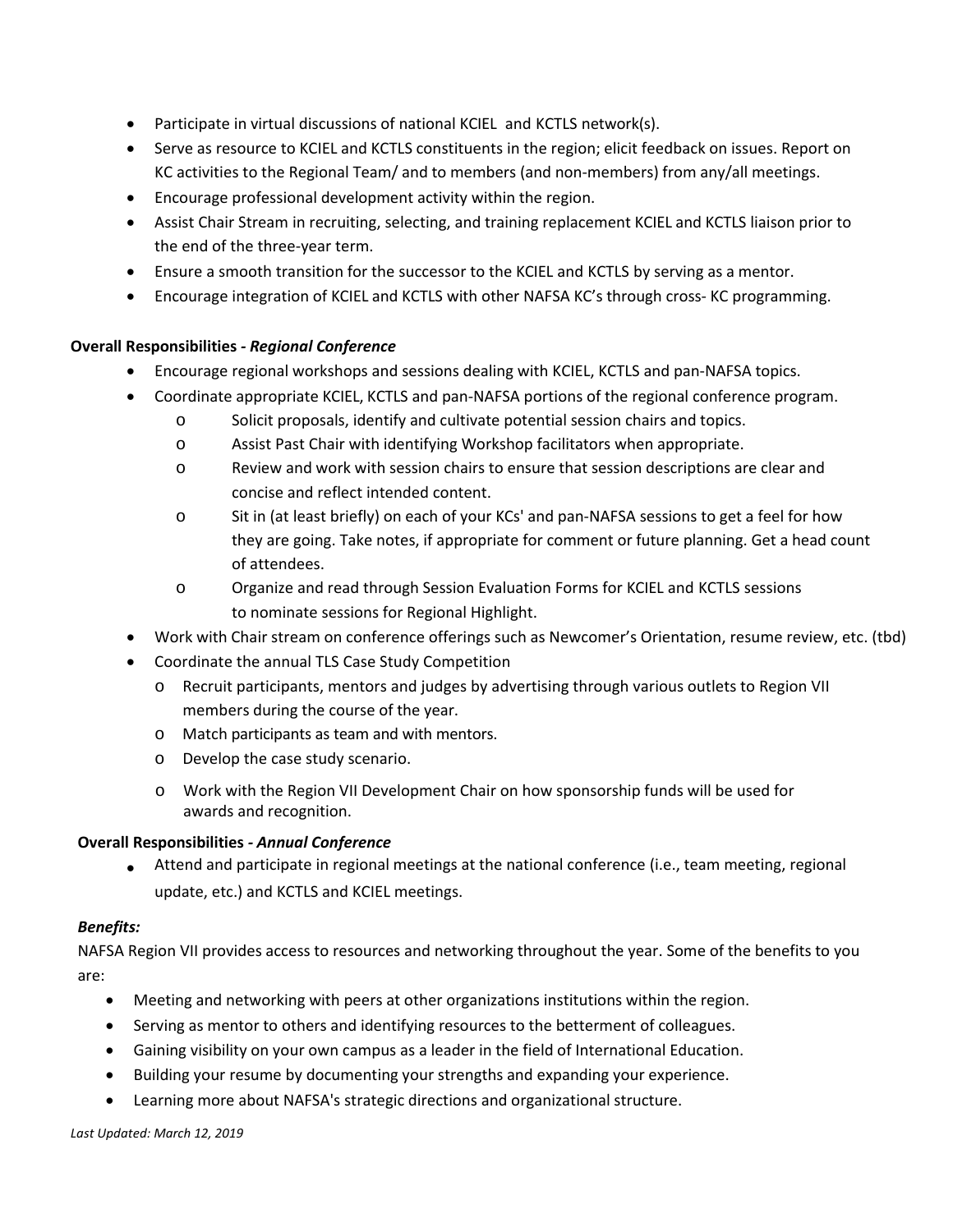- Participate in virtual discussions of national KCIEL and KCTLS network(s).
- Serve as resource to KCIEL and KCTLS constituents in the region; elicit feedback on issues. Report on KC activities to the Regional Team/ and to members (and non-members) from any/all meetings.
- Encourage professional development activity within the region.
- Assist Chair Stream in recruiting, selecting, and training replacement KCIEL and KCTLS liaison prior to the end of the three-year term.
- Ensure a smooth transition for the successor to the KCIEL and KCTLS by serving as a mentor.
- Encourage integration of KCIEL and KCTLS with other NAFSA KC's through cross- KC programming.

**Overall Responsibilities - *Regional Conference***

- Encourage regional workshops and sessions dealing with KCIEL, KCTLS and pan-NAFSA topics.
- Coordinate appropriate KCIEL, KCTLS and pan-NAFSA portions of the regional conference program.
  - Solicit proposals, identify and cultivate potential session chairs and topics.
  - Assist Past Chair with identifying Workshop facilitators when appropriate.
  - Review and work with session chairs to ensure that session descriptions are clear and concise and reflect intended content.
  - Sit in (at least briefly) on each of your KCs' and pan-NAFSA sessions to get a feel for how they are going. Take notes, if appropriate for comment or future planning. Get a head count of attendees.
  - Organize and read through Session Evaluation Forms for KCIEL and KCTLS sessions to nominate sessions for Regional Highlight.
- Work with Chair stream on conference offerings such as Newcomer's Orientation, resume review, etc. (tbd)
- Coordinate the annual TLS Case Study Competition
  - Recruit participants, mentors and judges by advertising through various outlets to Region VII members during the course of the year.
  - Match participants as team and with mentors.
  - Develop the case study scenario.
  - Work with the Region VII Development Chair on how sponsorship funds will be used for awards and recognition.

**Overall Responsibilities - *Annual Conference***

- Attend and participate in regional meetings at the national conference (i.e., team meeting, regional update, etc.) and KCTLS and KCIEL meetings.

***Benefits:***

NAFSA Region VII provides access to resources and networking throughout the year. Some of the benefits to you are:

- Meeting and networking with peers at other organizations institutions within the region.
- Serving as mentor to others and identifying resources to the betterment of colleagues.
- Gaining visibility on your own campus as a leader in the field of International Education.
- Building your resume by documenting your strengths and expanding your experience.
- Learning more about NAFSA's strategic directions and organizational structure.

*Last Updated: March 12, 2019*